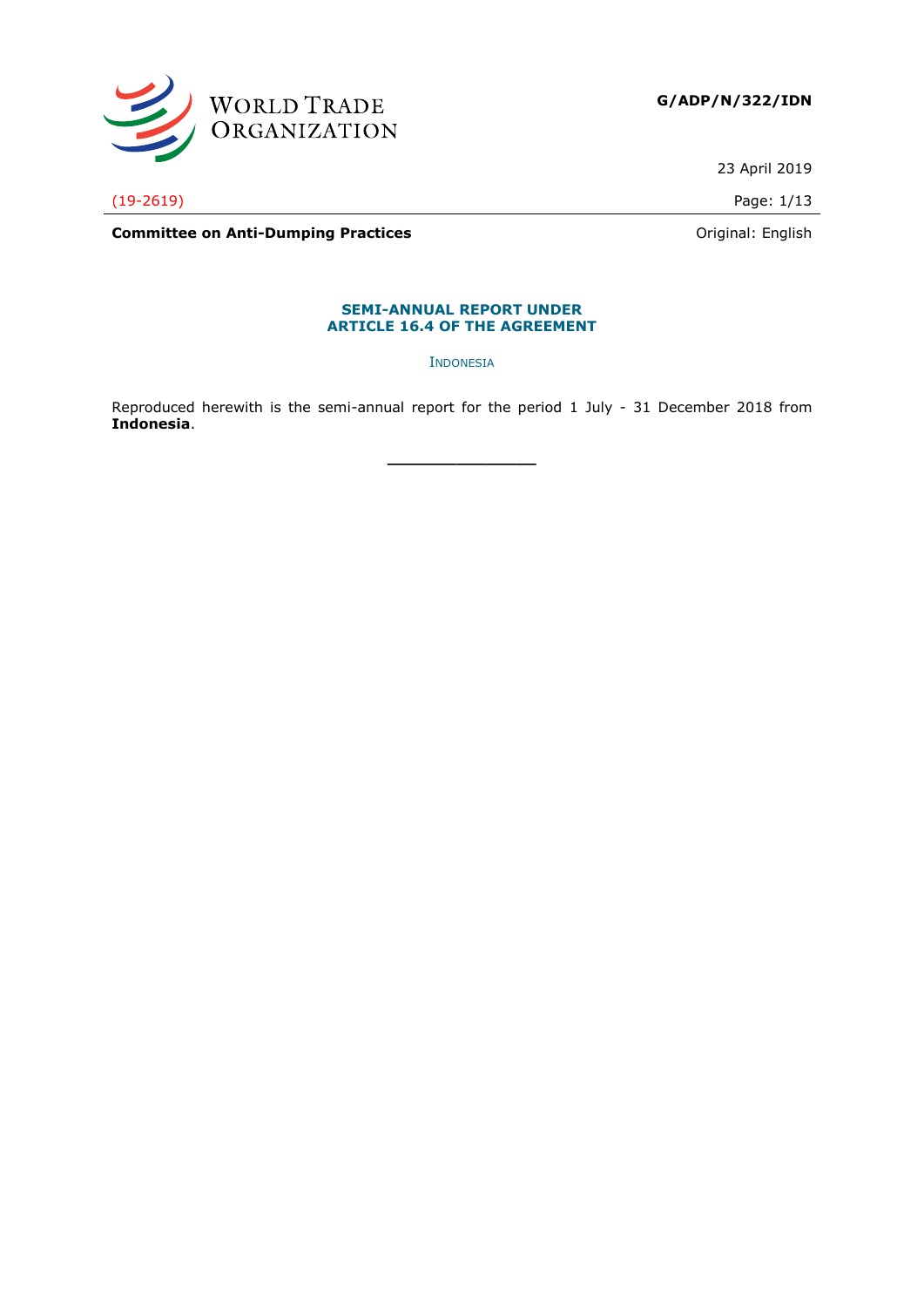**G/ADP/N/322/IDN**

23 April 2019

(19-2619)

**Committee on Anti-Dumping Practices** Original: English

## SEMI-ANNUAL REPORT UNDER ARTICLE 16.4 OF THE AGREEMENT

INDONESIA

Reproduced herewith is the semi-annual report for the period 1 July - 31 December 2018 from **Indonesia**.

\_\_\_\_\_\_\_\_\_\_\_\_\_\_\_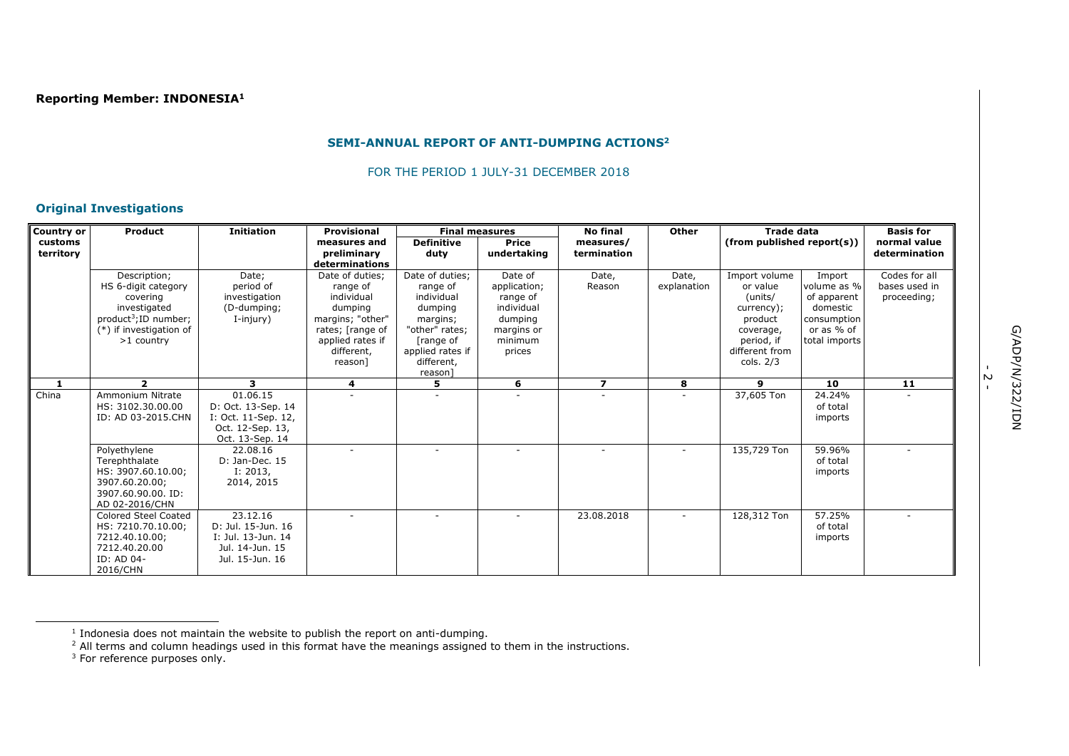**Reporting Member: INDONESIA**[1]

## SEMI-ANNUAL REPORT OF ANTI-DUMPING ACTIONS[2]

FOR THE PERIOD 1 JULY-31 DECEMBER 2018

### Original Investigations

| Country or customs territory | Product | Initiation | Provisional measures and preliminary determinations | Final measures | | No final measures/ termination | Other | Trade data (from published report(s)) | | Basis for normal value determination |
|---|---|---|---|---|---|---|---|---|---|---|
| | | | | Definitive duty | Price undertaking | | | | | |
| | Description; HS 6-digit category covering investigated product[3]; ID number; (*) if investigation of >1 country | Date; period of investigation (D-dumping; I-injury) | Date of duties; range of individual dumping margins; "other" rates; [range of applied rates if different, reason] | Date of duties; range of individual dumping margins; "other" rates; [range of applied rates if different, reason] | Date of application; range of individual dumping margins or minimum prices | Date, Reason | Date, explanation | Import volume or value (units/ currency); product coverage, period, if different from cols. 2/3 | Import volume as % of apparent domestic consumption or as % of total imports | Codes for all bases used in proceeding; |
| **1** | **2** | **3** | **4** | **5** | **6** | **7** | **8** | **9** | **10** | **11** |
| China | Ammonium Nitrate HS: 3102.30.00.00 ID: AD 03-2015.CHN | 01.06.15 D: Oct. 13-Sep. 14 I: Oct. 11-Sep. 12, Oct. 12-Sep. 13, Oct. 13-Sep. 14 | - | - | - | - | - | 37,605 Ton | 24.24% of total imports | - |
| | Polyethylene Terephthalate HS: 3907.60.10.00; 3907.60.20.00; 3907.60.90.00. ID: AD 02-2016/CHN | 22.08.16 D: Jan-Dec. 15 I: 2013, 2014, 2015 | - | - | - | - | - | 135,729 Ton | 59.96% of total imports | - |
| | Colored Steel Coated HS: 7210.70.10.00; 7212.40.10.00; 7212.40.20.00 ID: AD 04-2016/CHN | 23.12.16 D: Jul. 15-Jun. 16 I: Jul. 13-Jun. 14 Jul. 14-Jun. 15 Jul. 15-Jun. 16 | - | - | - | 23.08.2018 | - | 128,312 Ton | 57.25% of total imports | - |

[1] Indonesia does not maintain the website to publish the report on anti-dumping.

[2] All terms and column headings used in this format have the meanings assigned to them in the instructions.

[3] For reference purposes only.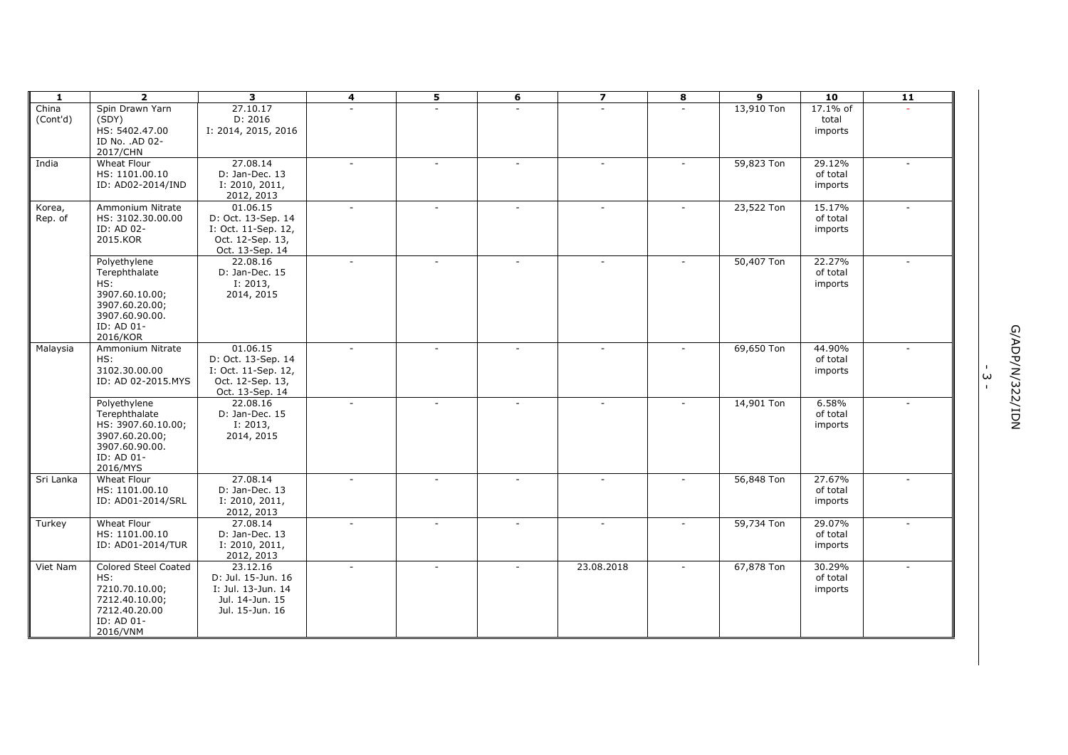| 1 | 2 | 3 | 4 | 5 | 6 | 7 | 8 | 9 | 10 | 11 |
|---|---|---|---|---|---|---|---|---|---|---|
| China (Cont'd) | Spin Drawn Yarn (SDY) HS: 5402.47.00 ID No. .AD 02-2017/CHN | 27.10.17 D: 2016 I: 2014, 2015, 2016 | - | - | - | - | - | 13,910 Ton | 17.1% of total imports | - |
| India | Wheat Flour HS: 1101.00.10 ID: AD02-2014/IND | 27.08.14 D: Jan-Dec. 13 I: 2010, 2011, 2012, 2013 | - | - | - | - | - | 59,823 Ton | 29.12% of total imports | - |
| Korea, Rep. of | Ammonium Nitrate HS: 3102.30.00.00 ID: AD 02-2015.KOR | 01.06.15 D: Oct. 13-Sep. 14 I: Oct. 11-Sep. 12, Oct. 12-Sep. 13, Oct. 13-Sep. 14 | - | - | - | - | - | 23,522 Ton | 15.17% of total imports | - |
| | Polyethylene Terephthalate HS: 3907.60.10.00; 3907.60.20.00; 3907.60.90.00. ID: AD 01-2016/KOR | 22.08.16 D: Jan-Dec. 15 I: 2013, 2014, 2015 | - | - | - | - | - | 50,407 Ton | 22.27% of total imports | - |
| Malaysia | Ammonium Nitrate HS: 3102.30.00.00 ID: AD 02-2015.MYS | 01.06.15 D: Oct. 13-Sep. 14 I: Oct. 11-Sep. 12, Oct. 12-Sep. 13, Oct. 13-Sep. 14 | - | - | - | - | - | 69,650 Ton | 44.90% of total imports | - |
| | Polyethylene Terephthalate HS: 3907.60.10.00; 3907.60.20.00; 3907.60.90.00. ID: AD 01-2016/MYS | 22.08.16 D: Jan-Dec. 15 I: 2013, 2014, 2015 | - | - | - | - | - | 14,901 Ton | 6.58% of total imports | - |
| Sri Lanka | Wheat Flour HS: 1101.00.10 ID: AD01-2014/SRL | 27.08.14 D: Jan-Dec. 13 I: 2010, 2011, 2012, 2013 | - | - | - | - | - | 56,848 Ton | 27.67% of total imports | - |
| Turkey | Wheat Flour HS: 1101.00.10 ID: AD01-2014/TUR | 27.08.14 D: Jan-Dec. 13 I: 2010, 2011, 2012, 2013 | - | - | - | - | - | 59,734 Ton | 29.07% of total imports | - |
| Viet Nam | Colored Steel Coated HS: 7210.70.10.00; 7212.40.10.00; 7212.40.20.00 ID: AD 01-2016/VNM | 23.12.16 D: Jul. 15-Jun. 16 I: Jul. 13-Jun. 14 Jul. 14-Jun. 15 Jul. 15-Jun. 16 | - | - | - | 23.08.2018 | - | 67,878 Ton | 30.29% of total imports | - |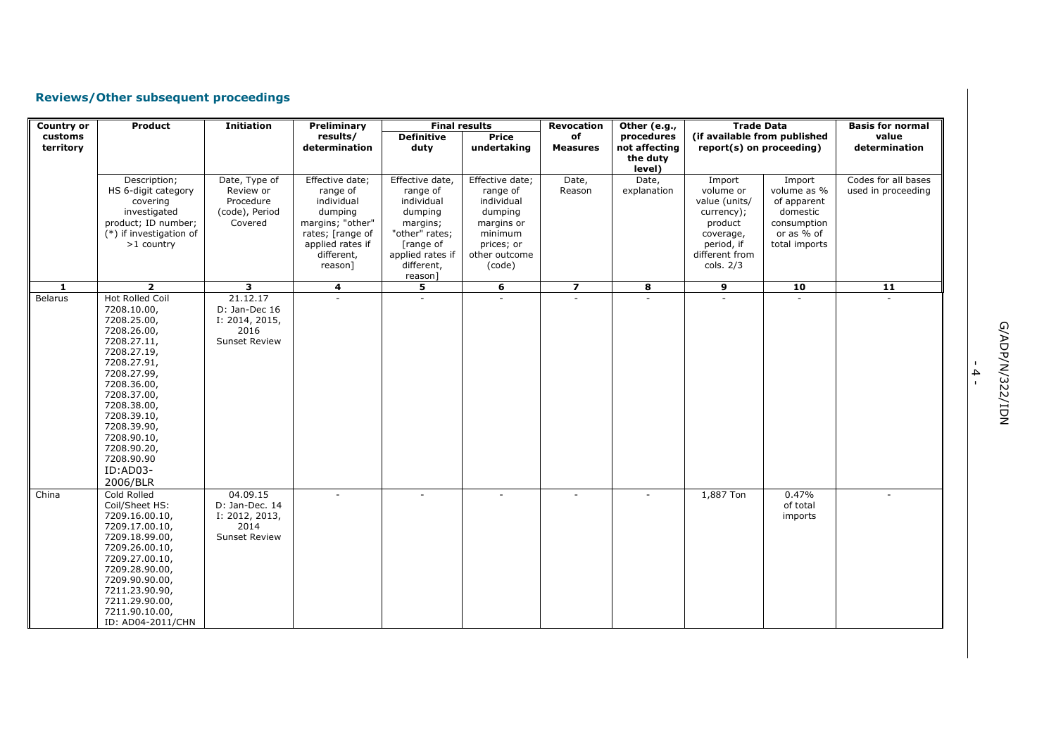## Reviews/Other subsequent proceedings

| Country or customs territory | Product | Initiation | Preliminary results/ determination | Final results | | Revocation of Measures | Other (e.g., procedures not affecting the duty level) | Trade Data (if available from published report(s) on proceeding) | | Basis for normal value determination |
|---|---|---|---|---|---|---|---|---|---|---|
| | | | | Definitive duty | Price undertaking | | | | | |
| | Description; HS 6-digit category covering investigated product; ID number; (*) if investigation of >1 country | Date, Type of Review or Procedure (code), Period Covered | Effective date; range of individual dumping margins; "other" rates; [range of applied rates if different, reason] | Effective date, range of individual dumping margins; "other" rates; [range of applied rates if different, reason] | Effective date; range of individual dumping margins or minimum prices; or other outcome (code) | Date, Reason | Date, explanation | Import volume or value (units/ currency); product coverage, period, if different from cols. 2/3 | Import volume as % of apparent domestic consumption or as % of total imports | Codes for all bases used in proceeding |
| **1** | **2** | **3** | **4** | **5** | **6** | **7** | **8** | **9** | **10** | **11** |
| Belarus | Hot Rolled Coil 7208.10.00, 7208.25.00, 7208.26.00, 7208.27.11, 7208.27.19, 7208.27.91, 7208.27.99, 7208.36.00, 7208.37.00, 7208.38.00, 7208.39.10, 7208.39.90, 7208.90.10, 7208.90.20, 7208.90.90 ID:AD03-2006/BLR | 21.12.17 D: Jan-Dec 16 I: 2014, 2015, 2016 Sunset Review | - | - | - | - | - | - | - | - |
| China | Cold Rolled Coil/Sheet HS: 7209.16.00.10, 7209.17.00.10, 7209.18.99.00, 7209.26.00.10, 7209.27.00.10, 7209.28.90.00, 7209.90.90.00, 7211.23.90.90, 7211.29.90.00, 7211.90.10.00, ID: AD04-2011/CHN | 04.09.15 D: Jan-Dec. 14 I: 2012, 2013, 2014 Sunset Review | - | - | - | - | - | 1,887 Ton | 0.47% of total imports | - |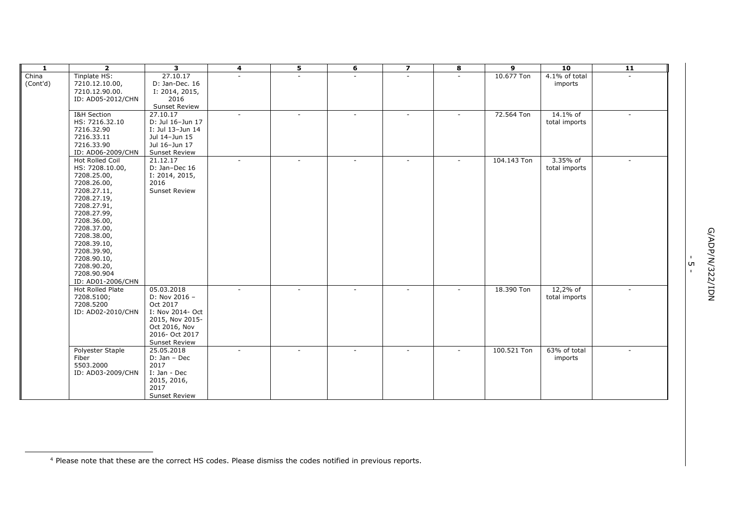| 1 | 2 | 3 | 4 | 5 | 6 | 7 | 8 | 9 | 10 | 11 |
|---|---|---|---|---|---|---|---|---|---|---|
| China (Cont'd) | Tinplate HS: 7210.12.10.00, 7210.12.90.00. ID: AD05-2012/CHN | 27.10.17 D: Jan-Dec. 16 I: 2014, 2015, 2016 Sunset Review | - | - | - | - | - | 10.677 Ton | 4.1% of total imports | - |
| | I&H Section HS: 7216.32.10 7216.32.90 7216.33.11 7216.33.90 ID: AD06-2009/CHN | 27.10.17 D: Jul 16–Jun 17 I: Jul 13–Jun 14 Jul 14–Jun 15 Jul 16–Jun 17 Sunset Review | - | - | - | - | - | 72.564 Ton | 14.1% of total imports | - |
| | Hot Rolled Coil HS: 7208.10.00, 7208.25.00, 7208.26.00, 7208.27.11, 7208.27.19, 7208.27.91, 7208.27.99, 7208.36.00, 7208.37.00, 7208.38.00, 7208.39.10, 7208.39.90, 7208.90.10, 7208.90.20, 7208.90.90[4] ID: AD01-2006/CHN | 21.12.17 D: Jan–Dec 16 I: 2014, 2015, 2016 Sunset Review | - | - | - | - | - | 104.143 Ton | 3.35% of total imports | - |
| | Hot Rolled Plate 7208.5100; 7208.5200 ID: AD02-2010/CHN | 05.03.2018 D: Nov 2016 – Oct 2017 I: Nov 2014- Oct 2015, Nov 2015- Oct 2016, Nov 2016- Oct 2017 Sunset Review | - | - | - | - | - | 18.390 Ton | 12,2% of total imports | - |
| | Polyester Staple Fiber 5503.2000 ID: AD03-2009/CHN | 25.05.2018 D: Jan – Dec 2017 I: Jan - Dec 2015, 2016, 2017 Sunset Review | - | - | - | - | - | 100.521 Ton | 63% of total imports | - |

[4] Please note that these are the correct HS codes. Please dismiss the codes notified in previous reports.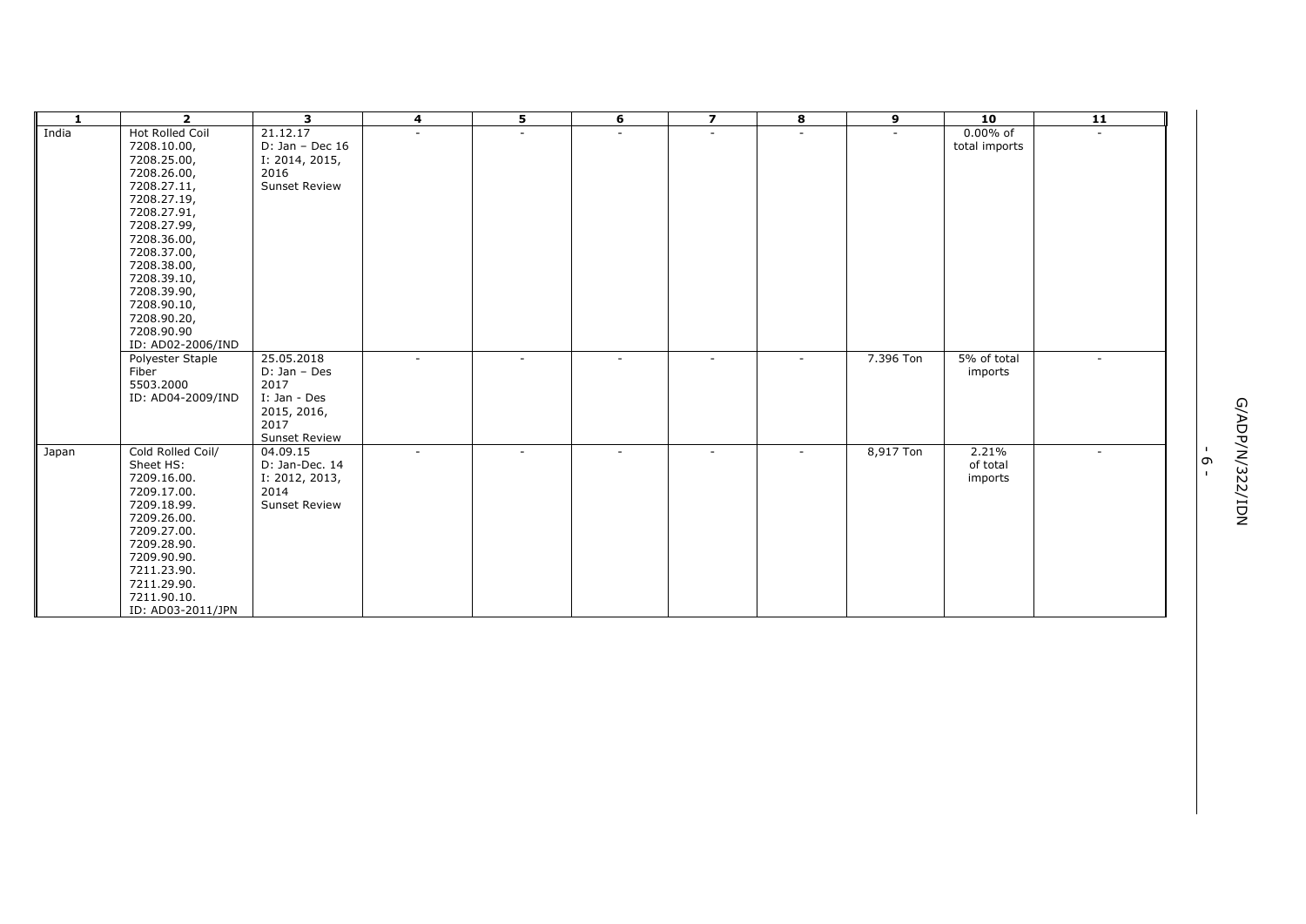| 1 | 2 | 3 | 4 | 5 | 6 | 7 | 8 | 9 | 10 | 11 |
|---|---|---|---|---|---|---|---|---|---|---|
| India | Hot Rolled Coil 7208.10.00, 7208.25.00, 7208.26.00, 7208.27.11, 7208.27.19, 7208.27.91, 7208.27.99, 7208.36.00, 7208.37.00, 7208.38.00, 7208.39.10, 7208.39.90, 7208.90.10, 7208.90.20, 7208.90.90 ID: AD02-2006/IND | 21.12.17 D: Jan – Dec 16 I: 2014, 2015, 2016 Sunset Review | - | - | - | - | - | - | 0.00% of total imports | - |
| | Polyester Staple Fiber 5503.2000 ID: AD04-2009/IND | 25.05.2018 D: Jan – Des 2017 I: Jan - Des 2015, 2016, 2017 Sunset Review | - | - | - | - | - | 7.396 Ton | 5% of total imports | - |
| Japan | Cold Rolled Coil/ Sheet HS: 7209.16.00. 7209.17.00. 7209.18.99. 7209.26.00. 7209.27.00. 7209.28.90. 7209.90.90. 7211.23.90. 7211.29.90. 7211.90.10. ID: AD03-2011/JPN | 04.09.15 D: Jan-Dec. 14 I: 2012, 2013, 2014 Sunset Review | - | - | - | - | - | 8,917 Ton | 2.21% of total imports | - |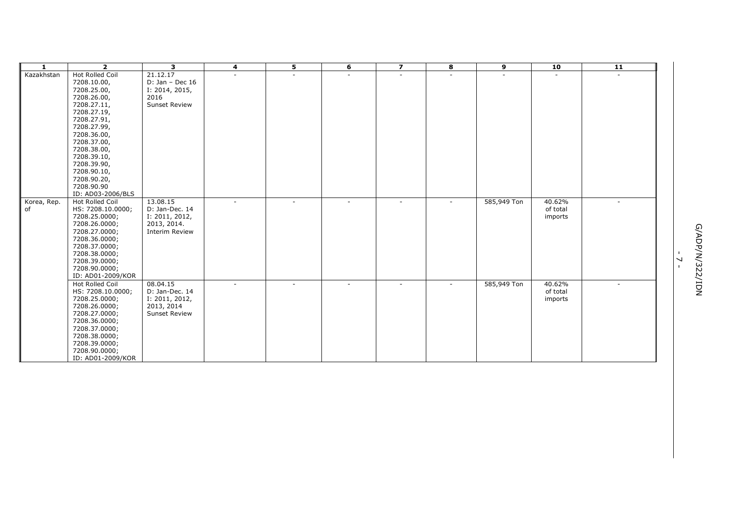| 1 | 2 | 3 | 4 | 5 | 6 | 7 | 8 | 9 | 10 | 11 |
|---|---|---|---|---|---|---|---|---|---|---|
| Kazakhstan | Hot Rolled Coil 7208.10.00, 7208.25.00, 7208.26.00, 7208.27.11, 7208.27.19, 7208.27.91, 7208.27.99, 7208.36.00, 7208.37.00, 7208.38.00, 7208.39.10, 7208.39.90, 7208.90.10, 7208.90.20, 7208.90.90 ID: AD03-2006/BLS | 21.12.17 D: Jan – Dec 16 I: 2014, 2015, 2016 Sunset Review | - | - | - | - | - | - | - | - |
| Korea, Rep. of | Hot Rolled Coil HS: 7208.10.0000; 7208.25.0000; 7208.26.0000; 7208.27.0000; 7208.36.0000; 7208.37.0000; 7208.38.0000; 7208.39.0000; 7208.90.0000; ID: AD01-2009/KOR | 13.08.15 D: Jan-Dec. 14 I: 2011, 2012, 2013, 2014. Interim Review | - | - | - | - | - | 585,949 Ton | 40.62% of total imports | - |
| | Hot Rolled Coil HS: 7208.10.0000; 7208.25.0000; 7208.26.0000; 7208.27.0000; 7208.36.0000; 7208.37.0000; 7208.38.0000; 7208.39.0000; 7208.90.0000; ID: AD01-2009/KOR | 08.04.15 D: Jan-Dec. 14 I: 2011, 2012, 2013, 2014 Sunset Review | - | - | - | - | - | 585,949 Ton | 40.62% of total imports | - |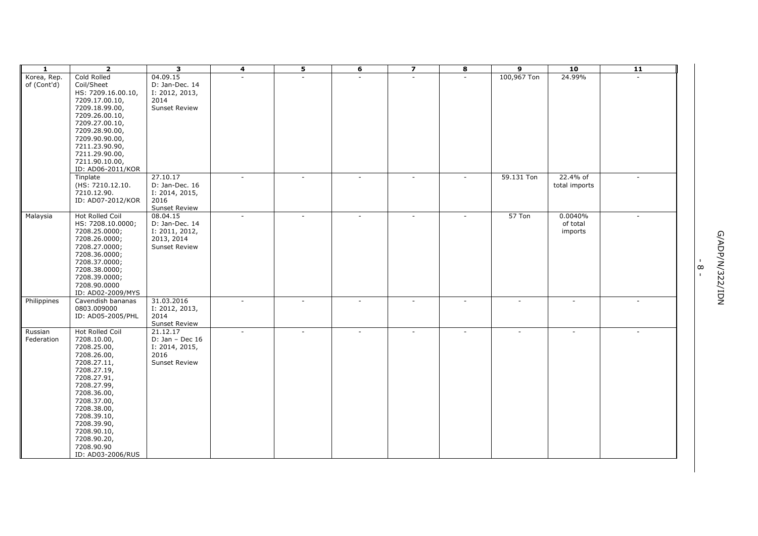| 1 | 2 | 3 | 4 | 5 | 6 | 7 | 8 | 9 | 10 | 11 |
|---|---|---|---|---|---|---|---|---|---|---|
| Korea, Rep. of (Cont'd) | Cold Rolled Coil/Sheet HS: 7209.16.00.10, 7209.17.00.10, 7209.18.99.00, 7209.26.00.10, 7209.27.00.10, 7209.28.90.00, 7209.90.90.00, 7211.23.90.90, 7211.29.90.00, 7211.90.10.00, ID: AD06-2011/KOR | 04.09.15 D: Jan-Dec. 14 I: 2012, 2013, 2014 Sunset Review | - | - | - | - | - | 100,967 Ton | 24.99% | - |
| | Tinplate (HS: 7210.12.10. 7210.12.90. ID: AD07-2012/KOR | 27.10.17 D: Jan-Dec. 16 I: 2014, 2015, 2016 Sunset Review | - | - | - | - | - | 59.131 Ton | 22.4% of total imports | - |
| Malaysia | Hot Rolled Coil HS: 7208.10.0000; 7208.25.0000; 7208.26.0000; 7208.27.0000; 7208.36.0000; 7208.37.0000; 7208.38.0000; 7208.39.0000; 7208.90.0000 ID: AD02-2009/MYS | 08.04.15 D: Jan-Dec. 14 I: 2011, 2012, 2013, 2014 Sunset Review | - | - | - | - | - | 57 Ton | 0.0040% of total imports | - |
| Philippines | Cavendish bananas 0803.009000 ID: AD05-2005/PHL | 31.03.2016 I: 2012, 2013, 2014 Sunset Review | - | - | - | - | - | - | - | - |
| Russian Federation | Hot Rolled Coil 7208.10.00, 7208.25.00, 7208.26.00, 7208.27.11, 7208.27.19, 7208.27.91, 7208.27.99, 7208.36.00, 7208.37.00, 7208.38.00, 7208.39.10, 7208.39.90, 7208.90.10, 7208.90.20, 7208.90.90 ID: AD03-2006/RUS | 21.12.17 D: Jan – Dec 16 I: 2014, 2015, 2016 Sunset Review | - | - | - | - | - | - | - | - |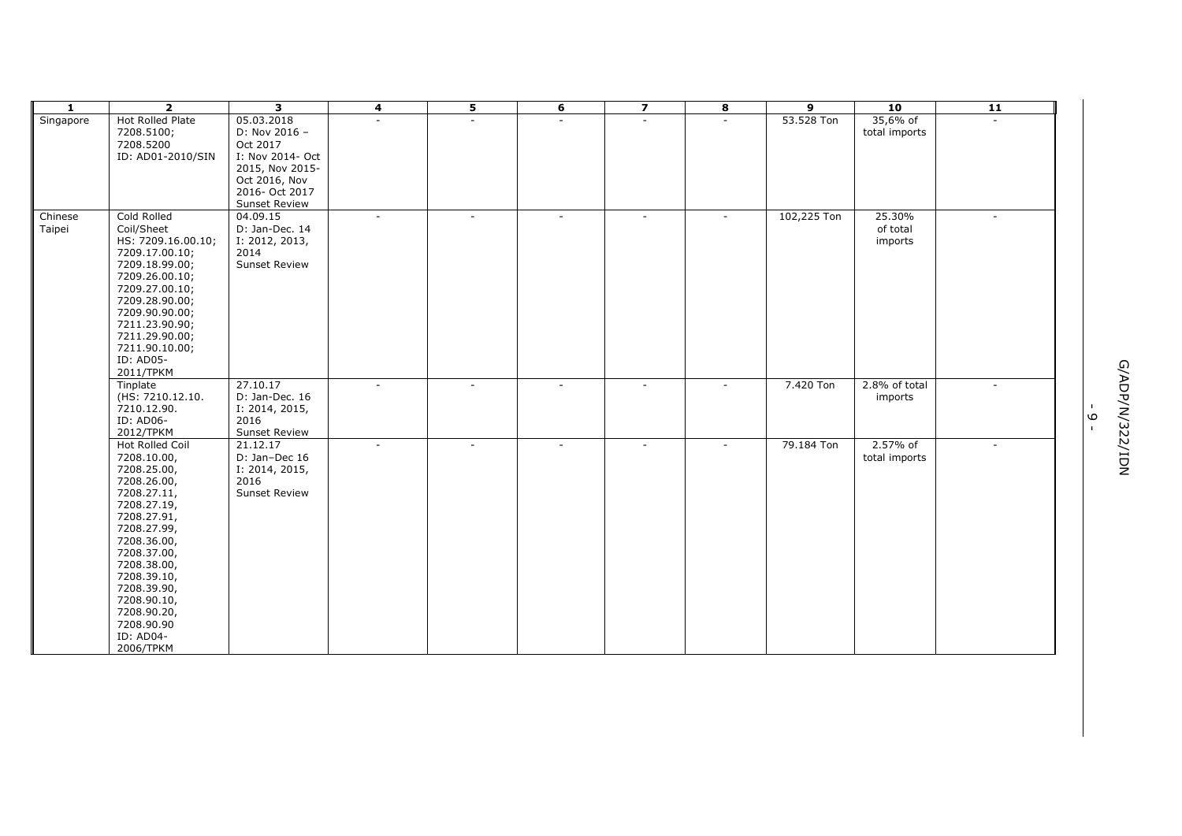| 1 | 2 | 3 | 4 | 5 | 6 | 7 | 8 | 9 | 10 | 11 |
|---|---|---|---|---|---|---|---|---|---|---|
| Singapore | Hot Rolled Plate 7208.5100; 7208.5200 ID: AD01-2010/SIN | 05.03.2018 D: Nov 2016 – Oct 2017 I: Nov 2014- Oct 2015, Nov 2015- Oct 2016, Nov 2016- Oct 2017 Sunset Review | - | - | - | - | - | 53.528 Ton | 35,6% of total imports | - |
| Chinese Taipei | Cold Rolled Coil/Sheet HS: 7209.16.00.10; 7209.17.00.10; 7209.18.99.00; 7209.26.00.10; 7209.27.00.10; 7209.28.90.00; 7209.90.90.00; 7211.23.90.90; 7211.29.90.00; 7211.90.10.00; ID: AD05-2011/TPKM | 04.09.15 D: Jan-Dec. 14 I: 2012, 2013, 2014 Sunset Review | - | - | - | - | - | 102,225 Ton | 25.30% of total imports | - |
| | Tinplate (HS: 7210.12.10. 7210.12.90. ID: AD06-2012/TPKM | 27.10.17 D: Jan-Dec. 16 I: 2014, 2015, 2016 Sunset Review | - | - | - | - | - | 7.420 Ton | 2.8% of total imports | - |
| | Hot Rolled Coil 7208.10.00, 7208.25.00, 7208.26.00, 7208.27.11, 7208.27.19, 7208.27.91, 7208.27.99, 7208.36.00, 7208.37.00, 7208.38.00, 7208.39.10, 7208.39.90, 7208.90.10, 7208.90.20, 7208.90.90 ID: AD04-2006/TPKM | 21.12.17 D: Jan–Dec 16 I: 2014, 2015, 2016 Sunset Review | - | - | - | - | - | 79.184 Ton | 2.57% of total imports | - |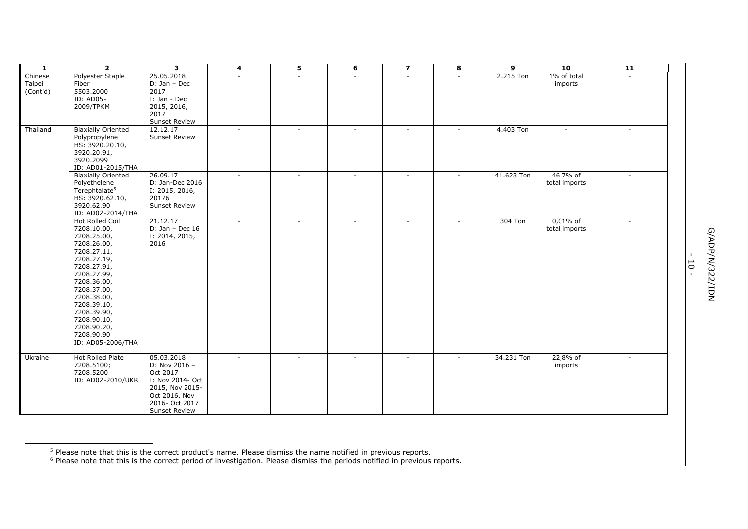| 1 | 2 | 3 | 4 | 5 | 6 | 7 | 8 | 9 | 10 | 11 |
|---|---|---|---|---|---|---|---|---|---|---|
| Chinese Taipei (Cont'd) | Polyester Staple Fiber 5503.2000 ID: AD05-2009/TPKM | 25.05.2018 D: Jan – Dec 2017 I: Jan - Dec 2015, 2016, 2017 Sunset Review | - | - | - | - | - | 2.215 Ton | 1% of total imports | - |
| Thailand | Biaxially Oriented Polypropylene HS: 3920.20.10, 3920.20.91, 3920.2099 ID: AD01-2015/THA | 12.12.17 Sunset Review | - | - | - | - | - | 4.403 Ton | - | - |
| | Biaxially Oriented Polyethelene Terephtalate[5] HS: 3920.62.10, 3920.62.90 ID: AD02-2014/THA | 26.09.17 D: Jan-Dec 2016 I: 2015, 2016, 2017[6] Sunset Review | - | - | - | - | - | 41.623 Ton | 46.7% of total imports | - |
| | Hot Rolled Coil 7208.10.00, 7208.25.00, 7208.26.00, 7208.27.11, 7208.27.19, 7208.27.91, 7208.27.99, 7208.36.00, 7208.37.00, 7208.38.00, 7208.39.10, 7208.39.90, 7208.90.10, 7208.90.20, 7208.90.90 ID: AD05-2006/THA | 21.12.17 D: Jan – Dec 16 I: 2014, 2015, 2016 | - | - | - | - | - | 304 Ton | 0,01% of total imports | - |
| Ukraine | Hot Rolled Plate 7208.5100; 7208.5200 ID: AD02-2010/UKR | 05.03.2018 D: Nov 2016 – Oct 2017 I: Nov 2014- Oct 2015, Nov 2015- Oct 2016, Nov 2016- Oct 2017 Sunset Review | - | - | - | - | - | 34.231 Ton | 22,8% of imports | - |

[5] Please note that this is the correct product's name. Please dismiss the name notified in previous reports.

[6] Please note that this is the correct period of investigation. Please dismiss the periods notified in previous reports.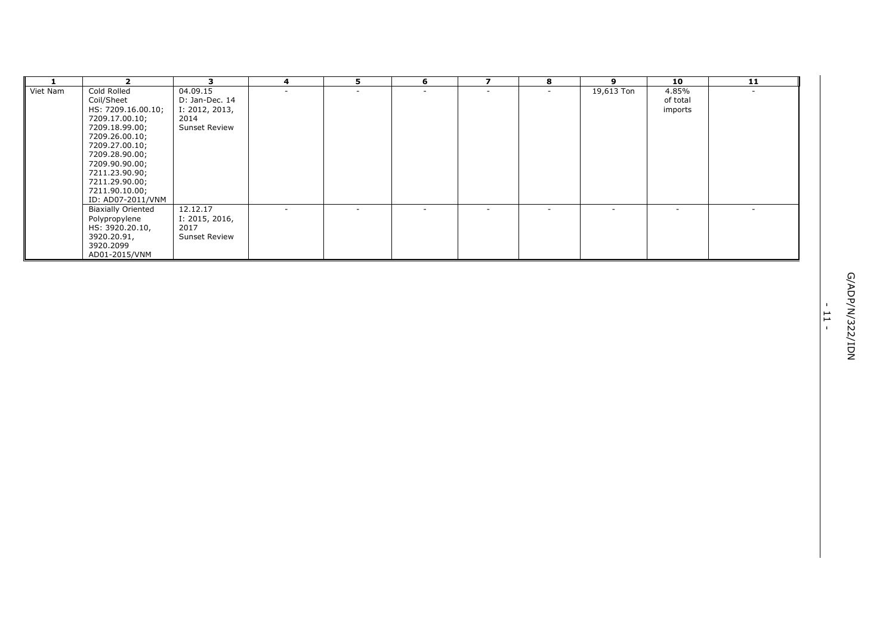| 1 | 2 | 3 | 4 | 5 | 6 | 7 | 8 | 9 | 10 | 11 |
|---|---|---|---|---|---|---|---|---|---|---|
| Viet Nam | Cold Rolled Coil/Sheet HS: 7209.16.00.10; 7209.17.00.10; 7209.18.99.00; 7209.26.00.10; 7209.27.00.10; 7209.28.90.00; 7209.90.90.00; 7211.23.90.90; 7211.29.90.00; 7211.90.10.00; ID: AD07-2011/VNM | 04.09.15 D: Jan-Dec. 14 I: 2012, 2013, 2014 Sunset Review | - | - | - | - | - | 19,613 Ton | 4.85% of total imports | - |
| | Biaxially Oriented Polypropylene HS: 3920.20.10, 3920.20.91, 3920.2099 AD01-2015/VNM | 12.12.17 I: 2015, 2016, 2017 Sunset Review | - | - | - | - | - | - | - | - |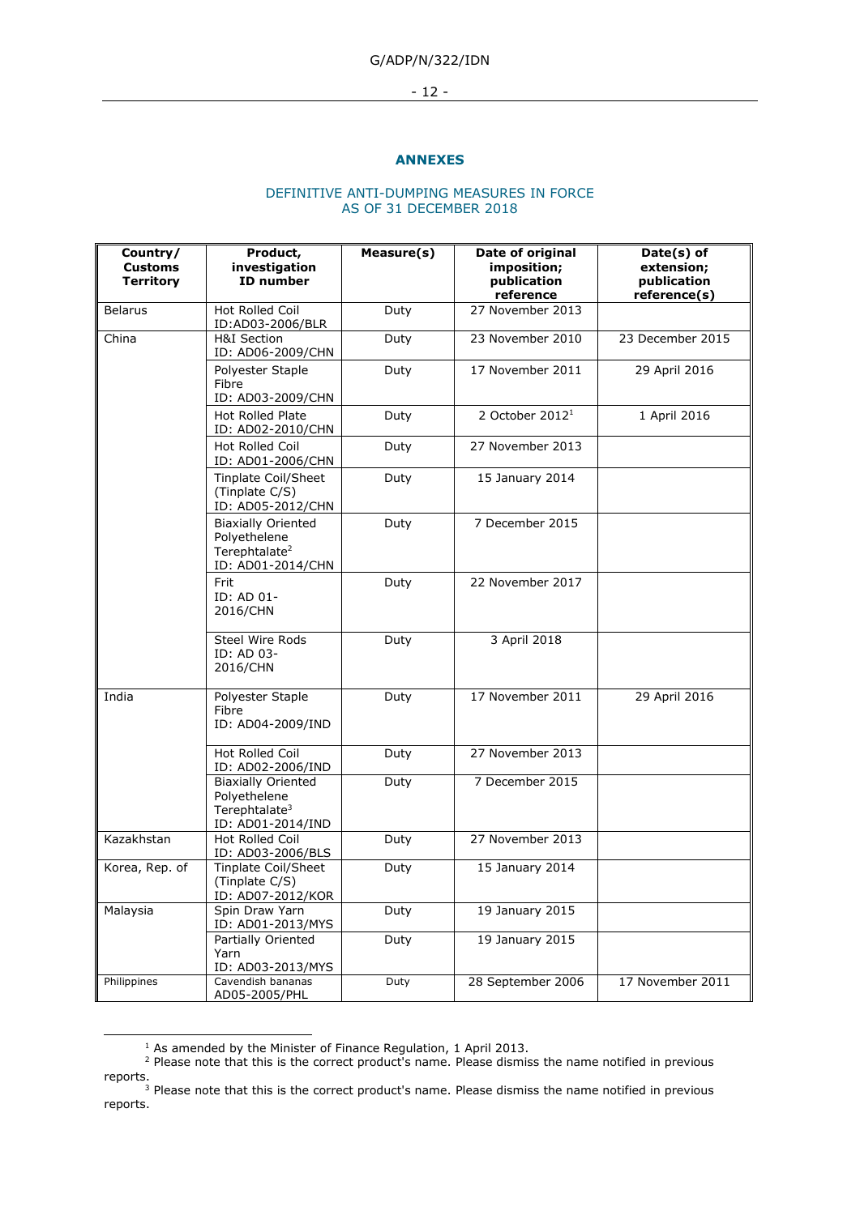## ANNEXES

### DEFINITIVE ANTI-DUMPING MEASURES IN FORCE AS OF 31 DECEMBER 2018

| Country/ Customs Territory | Product, investigation ID number | Measure(s) | Date of original imposition; publication reference | Date(s) of extension; publication reference(s) |
|---|---|---|---|---|
| Belarus | Hot Rolled Coil ID:AD03-2006/BLR | Duty | 27 November 2013 | |
| China | H&I Section ID: AD06-2009/CHN | Duty | 23 November 2010 | 23 December 2015 |
| | Polyester Staple Fibre ID: AD03-2009/CHN | Duty | 17 November 2011 | 29 April 2016 |
| | Hot Rolled Plate ID: AD02-2010/CHN | Duty | 2 October 2012[1] | 1 April 2016 |
| | Hot Rolled Coil ID: AD01-2006/CHN | Duty | 27 November 2013 | |
| | Tinplate Coil/Sheet (Tinplate C/S) ID: AD05-2012/CHN | Duty | 15 January 2014 | |
| | Biaxially Oriented Polyethelene Terephtalate[2] ID: AD01-2014/CHN | Duty | 7 December 2015 | |
| | Frit ID: AD 01-2016/CHN | Duty | 22 November 2017 | |
| | Steel Wire Rods ID: AD 03-2016/CHN | Duty | 3 April 2018 | |
| India | Polyester Staple Fibre ID: AD04-2009/IND | Duty | 17 November 2011 | 29 April 2016 |
| | Hot Rolled Coil ID: AD02-2006/IND | Duty | 27 November 2013 | |
| | Biaxially Oriented Polyethelene Terephtalate[3] ID: AD01-2014/IND | Duty | 7 December 2015 | |
| Kazakhstan | Hot Rolled Coil ID: AD03-2006/BLS | Duty | 27 November 2013 | |
| Korea, Rep. of | Tinplate Coil/Sheet (Tinplate C/S) ID: AD07-2012/KOR | Duty | 15 January 2014 | |
| Malaysia | Spin Draw Yarn ID: AD01-2013/MYS | Duty | 19 January 2015 | |
| | Partially Oriented Yarn ID: AD03-2013/MYS | Duty | 19 January 2015 | |
| Philippines | Cavendish bananas AD05-2005/PHL | Duty | 28 September 2006 | 17 November 2011 |

[1] As amended by the Minister of Finance Regulation, 1 April 2013.

[2] Please note that this is the correct product's name. Please dismiss the name notified in previous reports.

[3] Please note that this is the correct product's name. Please dismiss the name notified in previous reports.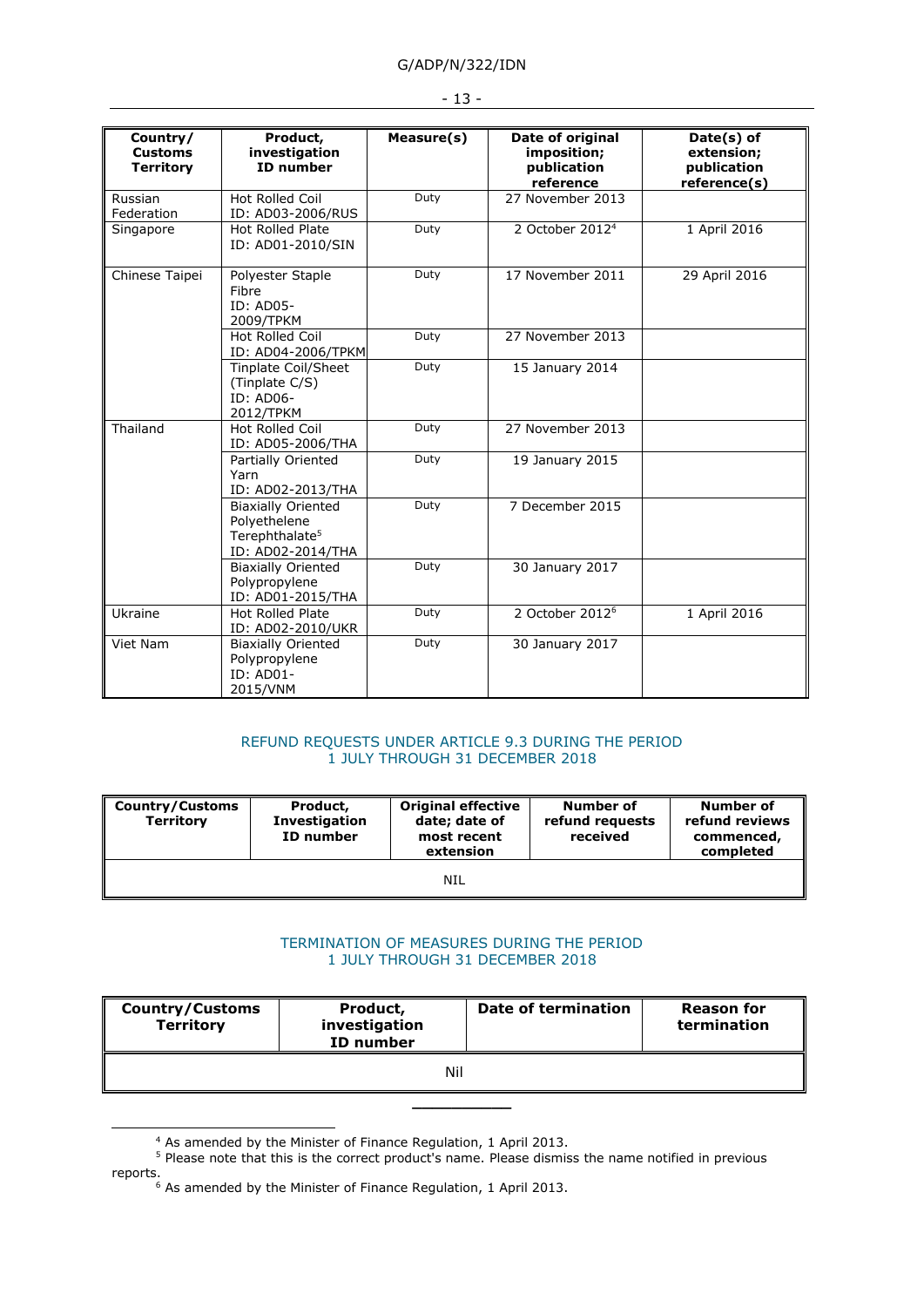| Country/ Customs Territory | Product, investigation ID number | Measure(s) | Date of original imposition; publication reference | Date(s) of extension; publication reference(s) |
|---|---|---|---|---|
| Russian Federation | Hot Rolled Coil ID: AD03-2006/RUS | Duty | 27 November 2013 | |
| Singapore | Hot Rolled Plate ID: AD01-2010/SIN | Duty | 2 October 2012[4] | 1 April 2016 |
| Chinese Taipei | Polyester Staple Fibre ID: AD05-2009/TPKM | Duty | 17 November 2011 | 29 April 2016 |
| | Hot Rolled Coil ID: AD04-2006/TPKM | Duty | 27 November 2013 | |
| | Tinplate Coil/Sheet (Tinplate C/S) ID: AD06-2012/TPKM | Duty | 15 January 2014 | |
| Thailand | Hot Rolled Coil ID: AD05-2006/THA | Duty | 27 November 2013 | |
| | Partially Oriented Yarn ID: AD02-2013/THA | Duty | 19 January 2015 | |
| | Biaxially Oriented Polyethelene Terephthalate[5] ID: AD02-2014/THA | Duty | 7 December 2015 | |
| | Biaxially Oriented Polypropylene ID: AD01-2015/THA | Duty | 30 January 2017 | |
| Ukraine | Hot Rolled Plate ID: AD02-2010/UKR | Duty | 2 October 2012[6] | 1 April 2016 |
| Viet Nam | Biaxially Oriented Polypropylene ID: AD01-2015/VNM | Duty | 30 January 2017 | |

## REFUND REQUESTS UNDER ARTICLE 9.3 DURING THE PERIOD 1 JULY THROUGH 31 DECEMBER 2018

| Country/Customs Territory | Product, Investigation ID number | Original effective date; date of most recent extension | Number of refund requests received | Number of refund reviews commenced, completed |
|---|---|---|---|---|
| NIL | | | | |

## TERMINATION OF MEASURES DURING THE PERIOD 1 JULY THROUGH 31 DECEMBER 2018

| Country/Customs Territory | Product, investigation ID number | Date of termination | Reason for termination |
|---|---|---|---|
| Nil | | | |

---

[4] As amended by the Minister of Finance Regulation, 1 April 2013.

[5] Please note that this is the correct product's name. Please dismiss the name notified in previous reports.

[6] As amended by the Minister of Finance Regulation, 1 April 2013.